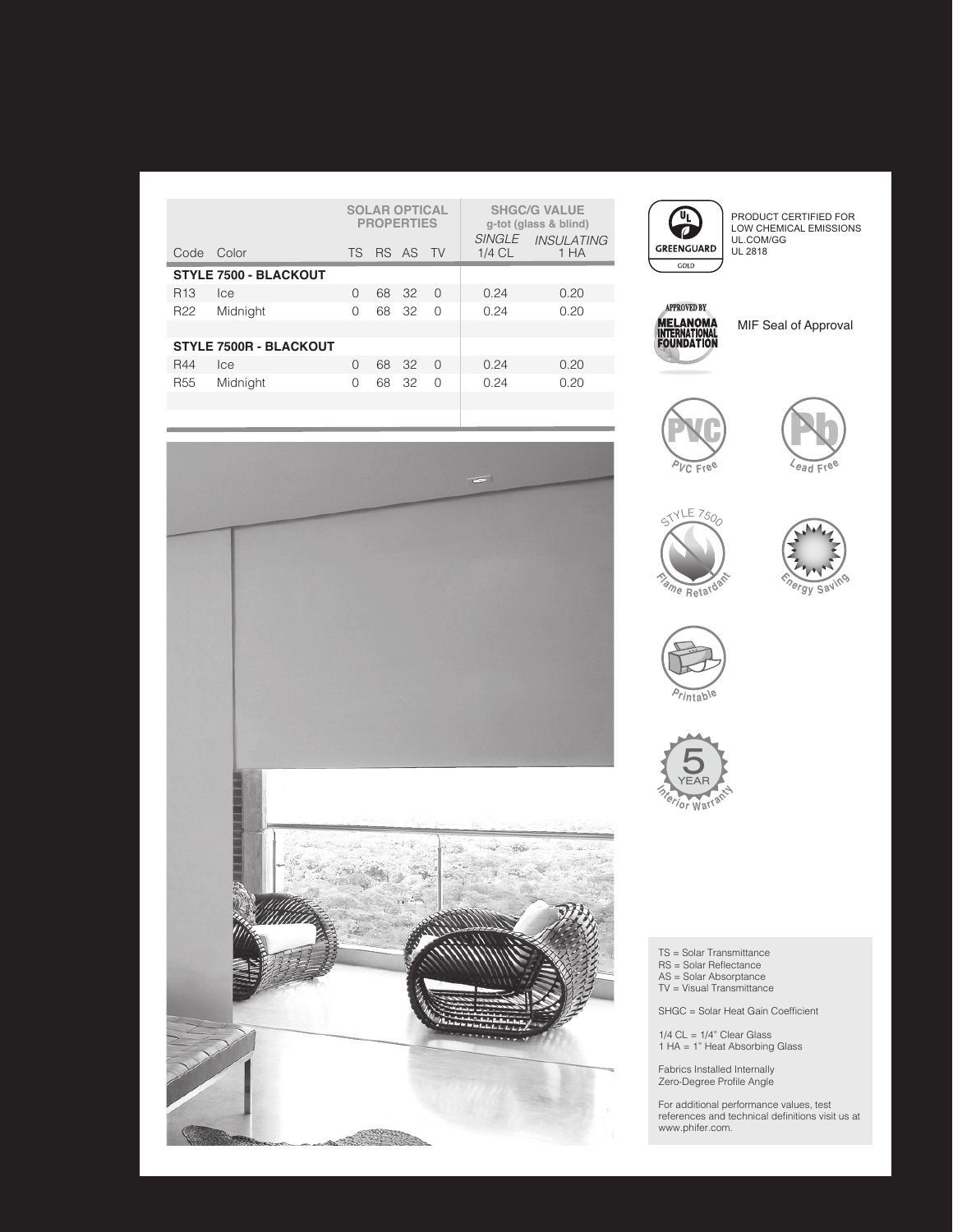| Code | Color | SOLAR OPTICAL PROPERTIES TS | RS | AS | TV | SHGC/G VALUE g-tot (glass & blind) *SINGLE* 1/4 CL | *INSULATING* 1 HA |
|---|---|---|---|---|---|---|---|
| **STYLE 7500 - BLACKOUT** | | | | | | | |
| R13 | Ice | 0 | 68 | 32 | 0 | 0.24 | 0.20 |
| R22 | Midnight | 0 | 68 | 32 | 0 | 0.24 | 0.20 |
| **STYLE 7500R - BLACKOUT** | | | | | | | |
| R44 | Ice | 0 | 68 | 32 | 0 | 0.24 | 0.20 |
| R55 | Midnight | 0 | 68 | 32 | 0 | 0.24 | 0.20 |

UL GREENGUARD GOLD

PRODUCT CERTIFIED FOR LOW CHEMICAL EMISSIONS
UL.COM/GG
UL 2818

APPROVED BY MELANOMA INTERNATIONAL FOUNDATION

MIF Seal of Approval

PVC Free

Lead Free

STYLE 7500 Flame Retardant

Energy Saving

Printable

5 YEAR Interior Warranty

TS = Solar Transmittance
RS = Solar Reflectance
AS = Solar Absorptance
TV = Visual Transmittance

SHGC = Solar Heat Gain Coefficient

1/4 CL = 1/4" Clear Glass
1 HA = 1" Heat Absorbing Glass

Fabrics Installed Internally
Zero-Degree Profile Angle

For additional performance values, test references and technical definitions visit us at www.phifer.com.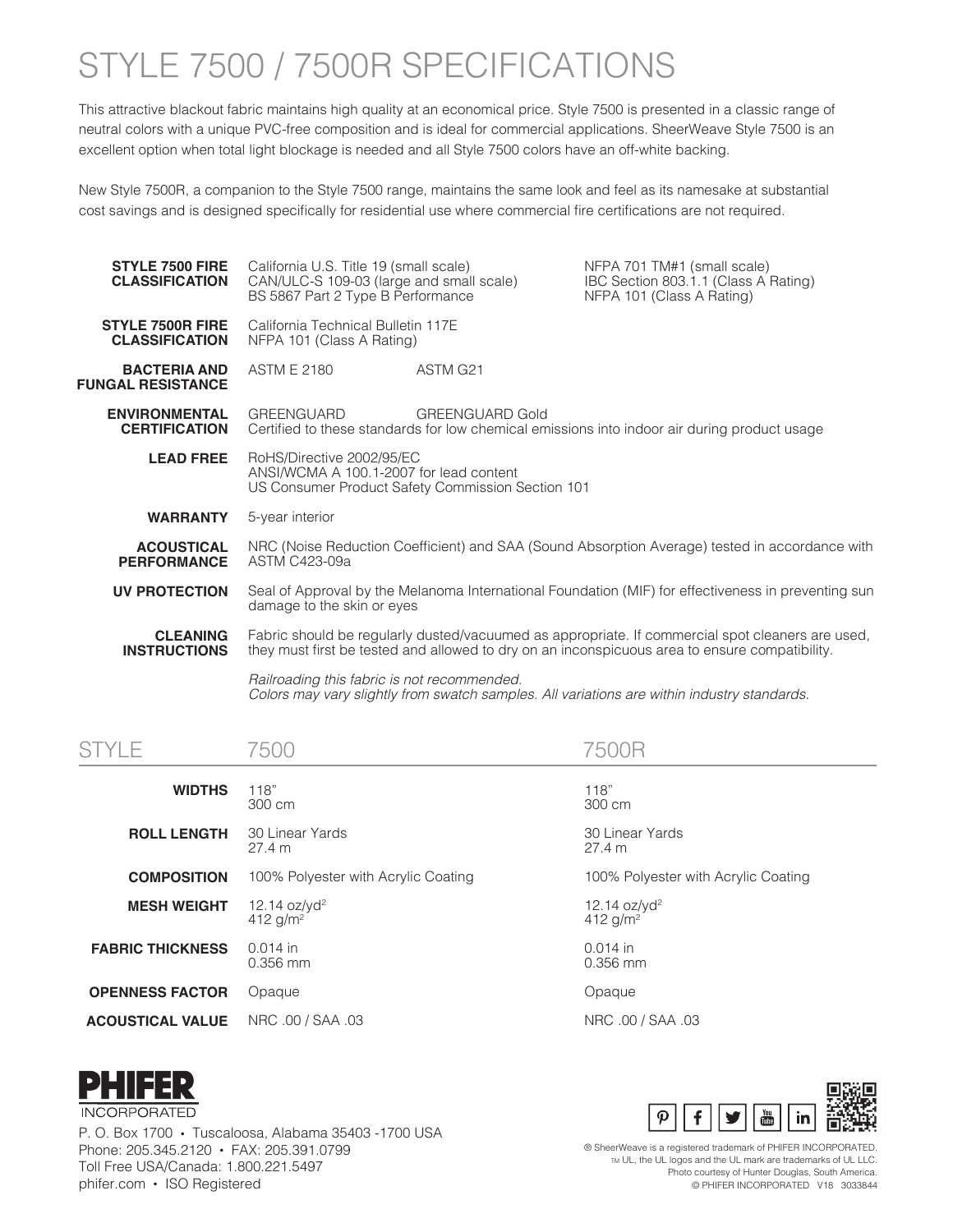# STYLE 7500 / 7500R SPECIFICATIONS

This attractive blackout fabric maintains high quality at an economical price. Style 7500 is presented in a classic range of neutral colors with a unique PVC-free composition and is ideal for commercial applications. SheerWeave Style 7500 is an excellent option when total light blockage is needed and all Style 7500 colors have an off-white backing.

New Style 7500R, a companion to the Style 7500 range, maintains the same look and feel as its namesake at substantial cost savings and is designed specifically for residential use where commercial fire certifications are not required.

**STYLE 7500 FIRE CLASSIFICATION**
California U.S. Title 19 (small scale)
CAN/ULC-S 109-03 (large and small scale)
BS 5867 Part 2 Type B Performance
NFPA 701 TM#1 (small scale)
IBC Section 803.1.1 (Class A Rating)
NFPA 101 (Class A Rating)

**STYLE 7500R FIRE CLASSIFICATION**
California Technical Bulletin 117E
NFPA 101 (Class A Rating)

**BACTERIA AND FUNGAL RESISTANCE**
ASTM E 2180 ASTM G21

**ENVIRONMENTAL CERTIFICATION**
GREENGUARD GREENGUARD Gold
Certified to these standards for low chemical emissions into indoor air during product usage

**LEAD FREE**
RoHS/Directive 2002/95/EC
ANSI/WCMA A 100.1-2007 for lead content
US Consumer Product Safety Commission Section 101

**WARRANTY**
5-year interior

**ACOUSTICAL PERFORMANCE**
NRC (Noise Reduction Coefficient) and SAA (Sound Absorption Average) tested in accordance with ASTM C423-09a

**UV PROTECTION**
Seal of Approval by the Melanoma International Foundation (MIF) for effectiveness in preventing sun damage to the skin or eyes

**CLEANING INSTRUCTIONS**
Fabric should be regularly dusted/vacuumed as appropriate. If commercial spot cleaners are used, they must first be tested and allowed to dry on an inconspicuous area to ensure compatibility.

*Railroading this fabric is not recommended.*
*Colors may vary slightly from swatch samples. All variations are within industry standards.*

| STYLE | 7500 | 7500R |
|---|---|---|
| **WIDTHS** | 118"<br>300 cm | 118"<br>300 cm |
| **ROLL LENGTH** | 30 Linear Yards<br>27.4 m | 30 Linear Yards<br>27.4 m |
| **COMPOSITION** | 100% Polyester with Acrylic Coating | 100% Polyester with Acrylic Coating |
| **MESH WEIGHT** | 12.14 oz/yd$^2$<br>412 g/m$^2$ | 12.14 oz/yd$^2$<br>412 g/m$^2$ |
| **FABRIC THICKNESS** | 0.014 in<br>0.356 mm | 0.014 in<br>0.356 mm |
| **OPENNESS FACTOR** | Opaque | Opaque |
| **ACOUSTICAL VALUE** | NRC .00 / SAA .03 | NRC .00 / SAA .03 |

PHIFER INCORPORATED
P. O. Box 1700 • Tuscaloosa, Alabama 35403 -1700 USA
Phone: 205.345.2120 • FAX: 205.391.0799
Toll Free USA/Canada: 1.800.221.5497
phifer.com • ISO Registered

® SheerWeave is a registered trademark of PHIFER INCORPORATED.
TM UL, the UL logos and the UL mark are trademarks of UL LLC.
Photo courtesy of Hunter Douglas, South America.
© PHIFER INCORPORATED V18 3033844